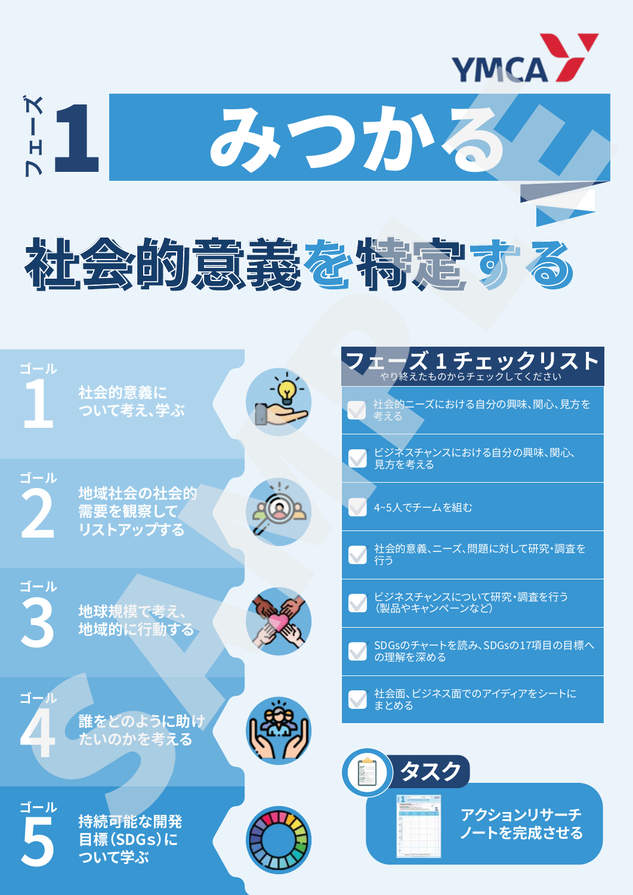YMCA

# フェーズ 1 みつかる

## 社会的意義を特定する

**ゴール 1**
社会的意義について考え、学ぶ

**ゴール 2**
地域社会の社会的需要を観察してリストアップする

**ゴール 3**
地球規模で考え、地域的に行動する

**ゴール 4**
誰をどのように助けたいのかを考える

**ゴール 5**
持続可能な開発目標（SDGs）について学ぶ

### フェーズ 1 チェックリスト

やり終えたものからチェックしてください

- [ ] 社会的ニーズにおける自分の興味、関心、見方を考える
- [ ] ビジネスチャンスにおける自分の興味、関心、見方を考える
- [ ] 4~5人でチームを組む
- [ ] 社会的意義、ニーズ、問題に対して研究・調査を行う
- [ ] ビジネスチャンスについて研究・調査を行う（製品やキャンペーンなど）
- [ ] SDGsのチャートを読み、SDGsの17項目の目標への理解を深める
- [ ] 社会面、ビジネス面でのアイディアをシートにまとめる

### タスク

アクションリサーチノートを完成させる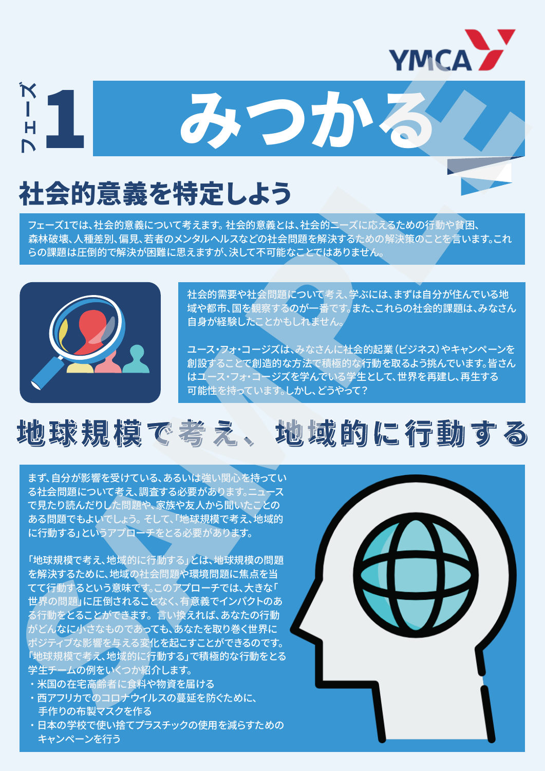# フェーズ1 みつかる

## 社会的意義を特定しよう

フェーズ1では、社会的意義について考えます。社会的意義とは、社会的ニーズに応えるための行動や貧困、森林破壊、人種差別、偏見、若者のメンタルヘルスなどの社会問題を解決するための解決策のことを言います。これらの課題は圧倒的で解決が困難に思えますが、決して不可能なことではありません。

社会的需要や社会問題について考え、学ぶには、まずは自分が住んでいる地域や都市、国を観察するのが一番です。また、これらの社会的課題は、みなさん自身が経験したことかもしれません。

ユース・フォ・コージズは、みなさんに社会的起業（ビジネス）やキャンペーンを創設することで創造的な方法で積極的な行動を取るよう挑んでいます。皆さんはユース・フォ・コージズを学んでいる学生として、世界を再建し、再生する可能性を持っています。しかし、どうやって？

## 地球規模で考え、地域的に行動する

まず、自分が影響を受けている、あるいは強い関心を持っている社会問題について考え、調査する必要があります。ニュースで見たり読んだりした問題や、家族や友人から聞いたことのある問題でもよいでしょう。そして、「地球規模で考え、地域的に行動する」というアプローチをとる必要があります。

「地球規模で考え、地域的に行動する」とは、地球規模の問題を解決するために、地域の社会問題や環境問題に焦点を当てて行動するという意味です。このアプローチでは、大きな「世界の問題」に圧倒されることなく、有意義でインパクトのある行動をとることができます。言い換えれば、あなたの行動がどんなに小さなものであっても、あなたを取り巻く世界にポジティブな影響を与える変化を起こすことができるのです。

「地球規模で考え、地域的に行動する」で積極的な行動をとる学生チームの例をいくつか紹介します。

- 米国の在宅高齢者に食料や物資を届ける
- 西アフリカでのコロナウイルスの蔓延を防ぐために、手作りの布製マスクを作る
- 日本の学校で使い捨てプラスチックの使用を減らすためのキャンペーンを行う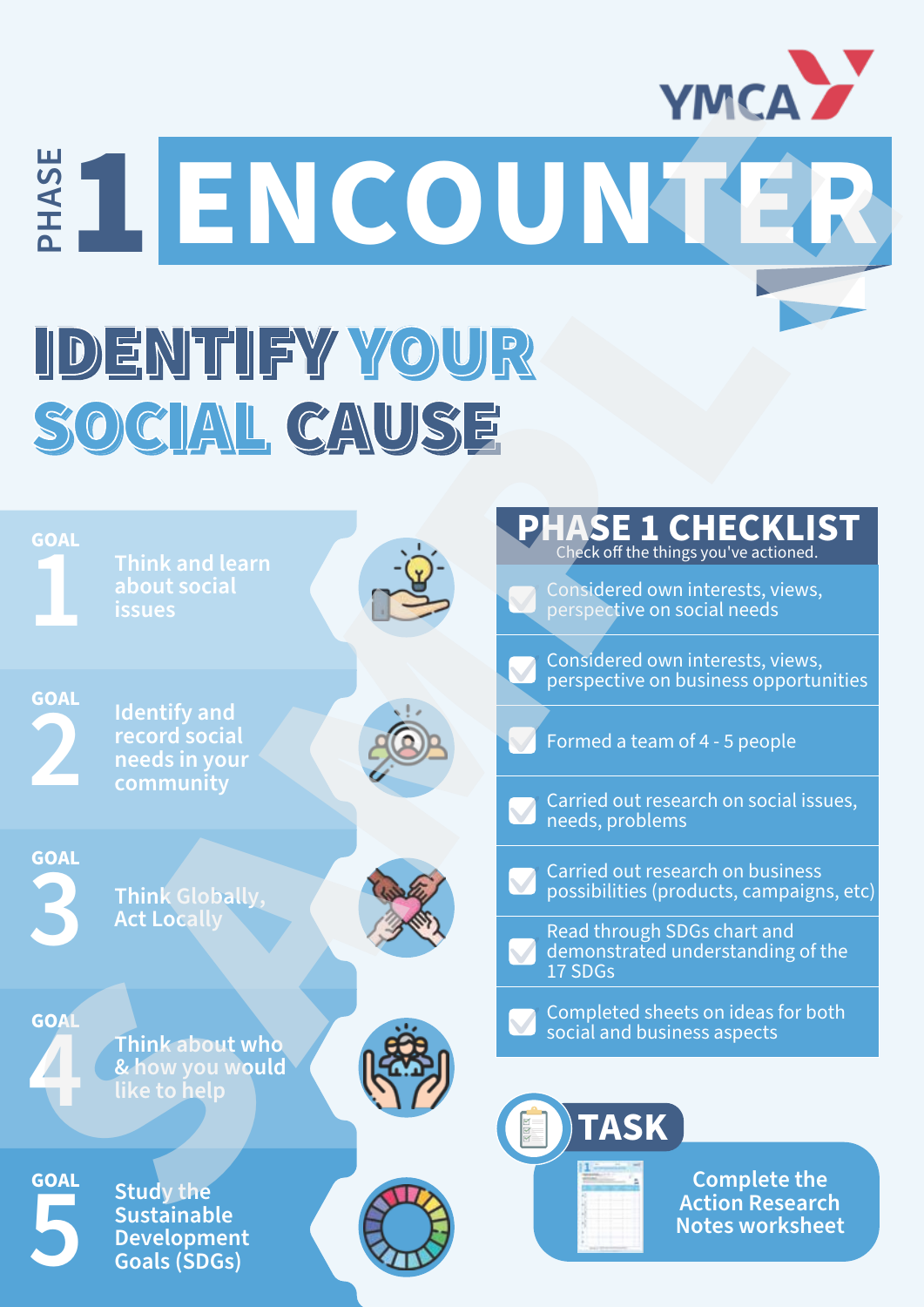YMCA

# PHASE 1 ENCOUNTER

## IDENTIFY YOUR SOCIAL CAUSE

**GOAL 1** Think and learn about social issues

**GOAL 2** Identify and record social needs in your community

**GOAL 3** Think Globally, Act Locally

**GOAL 4** Think about who & how you would like to help

**GOAL 5** Study the Sustainable Development Goals (SDGs)

## PHASE 1 CHECKLIST

Check off the things you've actioned.

- [ ] Considered own interests, views, perspective on social needs
- [ ] Considered own interests, views, perspective on business opportunities
- [ ] Formed a team of 4 - 5 people
- [ ] Carried out research on social issues, needs, problems
- [ ] Carried out research on business possibilities (products, campaigns, etc)
- [ ] Read through SDGs chart and demonstrated understanding of the 17 SDGs
- [ ] Completed sheets on ideas for both social and business aspects

## TASK

Complete the Action Research Notes worksheet

SAMPLE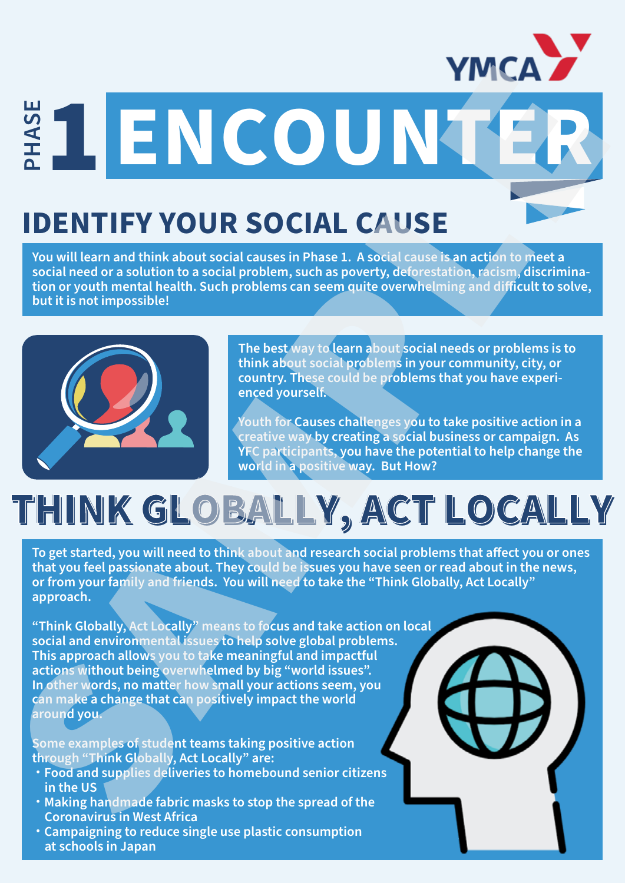# PHASE 1 ENCOUNTER

## IDENTIFY YOUR SOCIAL CAUSE

You will learn and think about social causes in Phase 1. A social cause is an action to meet a social need or a solution to a social problem, such as poverty, deforestation, racism, discrimination or youth mental health. Such problems can seem quite overwhelming and difficult to solve, but it is not impossible!

The best way to learn about social needs or problems is to think about social problems in your community, city, or country. These could be problems that you have experienced yourself.

Youth for Causes challenges you to take positive action in a creative way by creating a social business or campaign. As YFC participants, you have the potential to help change the world in a positive way. But How?

## THINK GLOBALLY, ACT LOCALLY

To get started, you will need to think about and research social problems that affect you or ones that you feel passionate about. They could be issues you have seen or read about in the news, or from your family and friends. You will need to take the "Think Globally, Act Locally" approach.

"Think Globally, Act Locally" means to focus and take action on local social and environmental issues to help solve global problems. This approach allows you to take meaningful and impactful actions without being overwhelmed by big "world issues". In other words, no matter how small your actions seem, you can make a change that can positively impact the world around you.

Some examples of student teams taking positive action through "Think Globally, Act Locally" are:

- Food and supplies deliveries to homebound senior citizens in the US
- Making handmade fabric masks to stop the spread of the Coronavirus in West Africa
- Campaigning to reduce single use plastic consumption at schools in Japan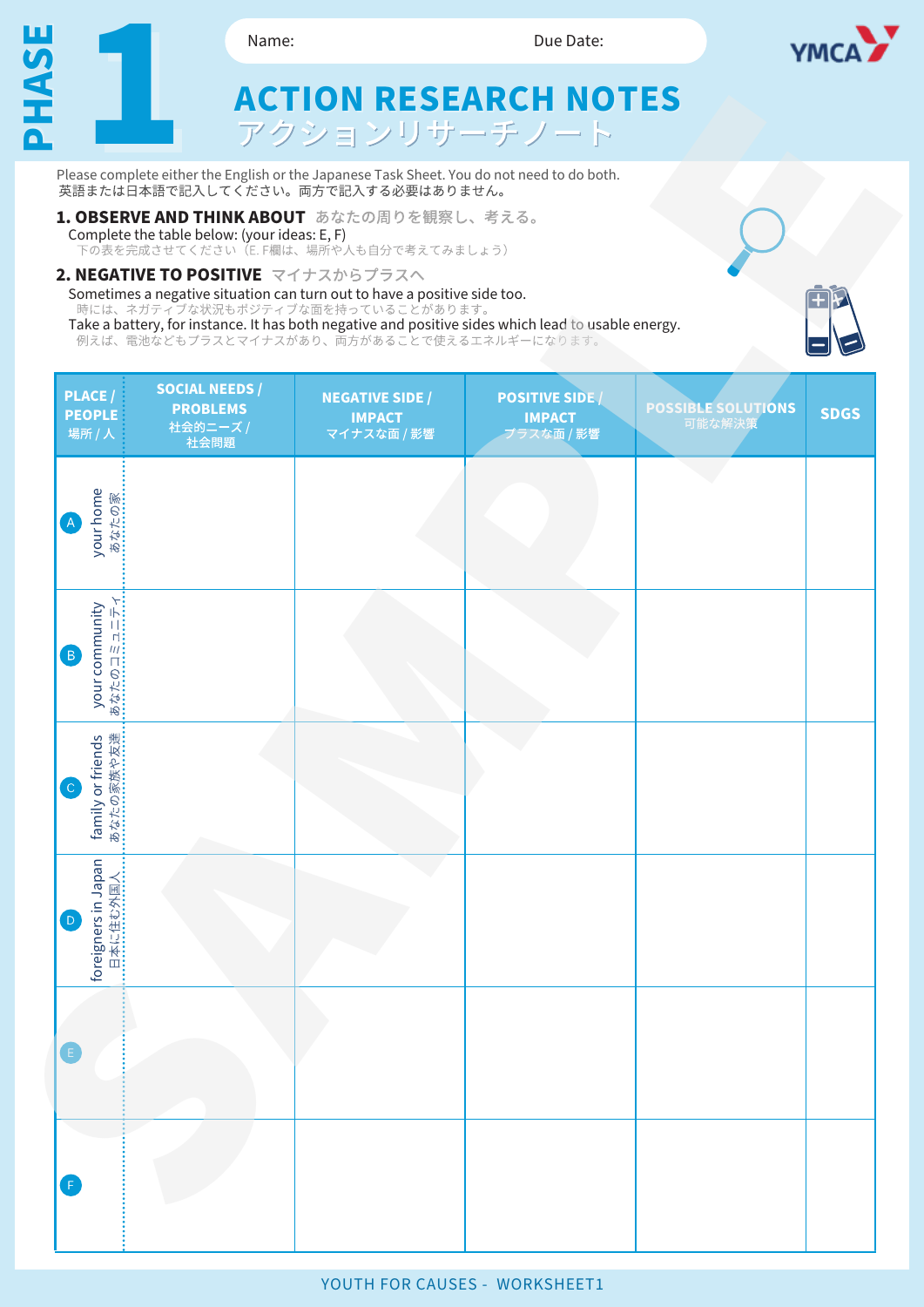# PHASE 1

Name: Due Date:

# ACTION RESEARCH NOTES
# アクションリサーチノート

Please complete either the English or the Japanese Task Sheet. You do not need to do both.
英語または日本語で記入してください。両方で記入する必要はありません。

## 1. OBSERVE AND THINK ABOUT あなたの周りを観察し、考える。

Complete the table below: (your ideas: E, F)
下の表を完成させてください（E. F欄は、場所や人も自分で考えてみましょう）

## 2. NEGATIVE TO POSITIVE マイナスからプラスへ

Sometimes a negative situation can turn out to have a positive side too.
時には、ネガティブな状況もポジティブな面を持っていることがあります。
Take a battery, for instance. It has both negative and positive sides which lead to usable energy.
例えば、電池などもプラスとマイナスがあり、両方があることで使えるエネルギーになります。

| PLACE / PEOPLE 場所 / 人 | SOCIAL NEEDS / PROBLEMS 社会的ニーズ / 社会問題 | NEGATIVE SIDE / IMPACT マイナスな面 / 影響 | POSITIVE SIDE / IMPACT プラスな面 / 影響 | POSSIBLE SOLUTIONS 可能な解決策 | SDGS |
|---|---|---|---|---|---|
| A your home あなたの家 | | | | | |
| B your community あなたのコミュニティ | | | | | |
| C family or friends あなたの家族や友達 | | | | | |
| D foreigners in Japan 日本に住む外国人 | | | | | |
| E | | | | | |
| F | | | | | |

YOUTH FOR CAUSES - WORKSHEET1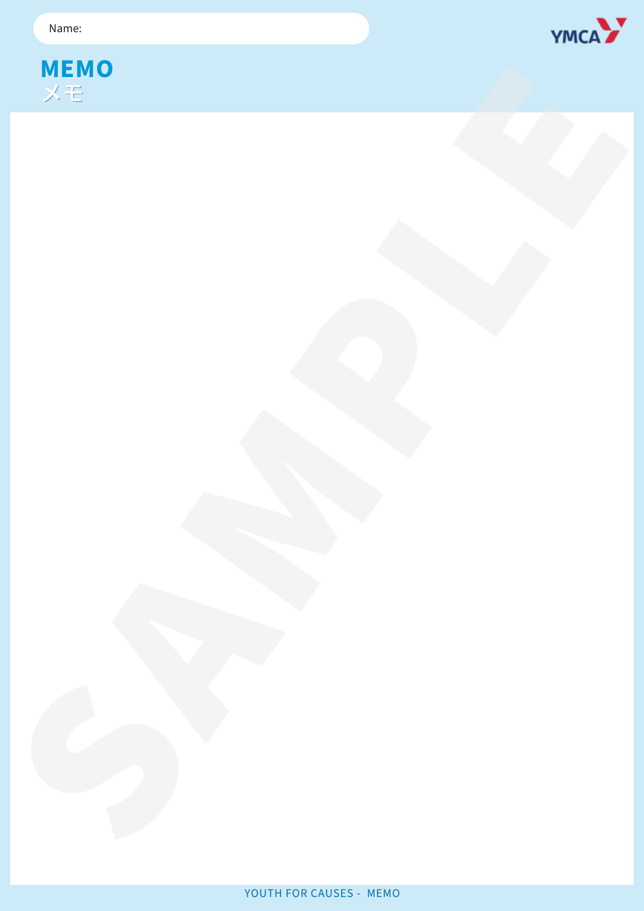Name:

# MEMO
メモ

SAMPLE

YOUTH FOR CAUSES - MEMO